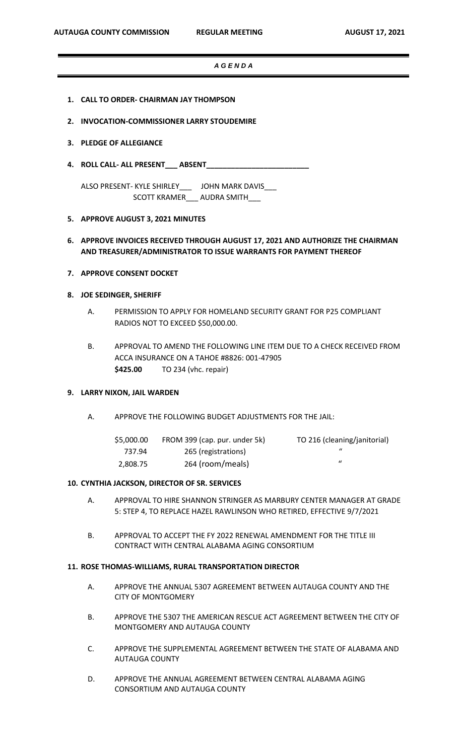**AUTAUGA COUNTY COMMISSION REGULAR MEETING AUGUST 17, 2021**

# *A G E N D A*

1. **CALL TO ORDER- CHAIRMAN JAY THOMPSON**

2. **INVOCATION-COMMISSIONER LARRY STOUDEMIRE**

3. **PLEDGE OF ALLEGIANCE**

4. **ROLL CALL- ALL PRESENT___ ABSENT_________________________**

   ALSO PRESENT- KYLE SHIRLEY___ JOHN MARK DAVIS___
   SCOTT KRAMER___ AUDRA SMITH___

5. **APPROVE AUGUST 3, 2021 MINUTES**

6. **APPROVE INVOICES RECEIVED THROUGH AUGUST 17, 2021 AND AUTHORIZE THE CHAIRMAN AND TREASURER/ADMINISTRATOR TO ISSUE WARRANTS FOR PAYMENT THEREOF**

7. **APPROVE CONSENT DOCKET**

8. **JOE SEDINGER, SHERIFF**

   A. PERMISSION TO APPLY FOR HOMELAND SECURITY GRANT FOR P25 COMPLIANT RADIOS NOT TO EXCEED $50,000.00.

   B. APPROVAL TO AMEND THE FOLLOWING LINE ITEM DUE TO A CHECK RECEIVED FROM ACCA INSURANCE ON A TAHOE #8826: 001-47905
   **$425.00** TO 234 (vhc. repair)

9. **LARRY NIXON, JAIL WARDEN**

   A. APPROVE THE FOLLOWING BUDGET ADJUSTMENTS FOR THE JAIL:

| | | |
|---|---|---|
| $5,000.00 | FROM 399 (cap. pur. under 5k) | TO 216 (cleaning/janitorial) |
| 737.94 | 265 (registrations) | " |
| 2,808.75 | 264 (room/meals) | " |

10. **CYNTHIA JACKSON, DIRECTOR OF SR. SERVICES**

    A. APPROVAL TO HIRE SHANNON STRINGER AS MARBURY CENTER MANAGER AT GRADE 5: STEP 4, TO REPLACE HAZEL RAWLINSON WHO RETIRED, EFFECTIVE 9/7/2021

    B. APPROVAL TO ACCEPT THE FY 2022 RENEWAL AMENDMENT FOR THE TITLE III CONTRACT WITH CENTRAL ALABAMA AGING CONSORTIUM

11. **ROSE THOMAS-WILLIAMS, RURAL TRANSPORTATION DIRECTOR**

    A. APPROVE THE ANNUAL 5307 AGREEMENT BETWEEN AUTAUGA COUNTY AND THE CITY OF MONTGOMERY

    B. APPROVE THE 5307 THE AMERICAN RESCUE ACT AGREEMENT BETWEEN THE CITY OF MONTGOMERY AND AUTAUGA COUNTY

    C. APPROVE THE SUPPLEMENTAL AGREEMENT BETWEEN THE STATE OF ALABAMA AND AUTAUGA COUNTY

    D. APPROVE THE ANNUAL AGREEMENT BETWEEN CENTRAL ALABAMA AGING CONSORTIUM AND AUTAUGA COUNTY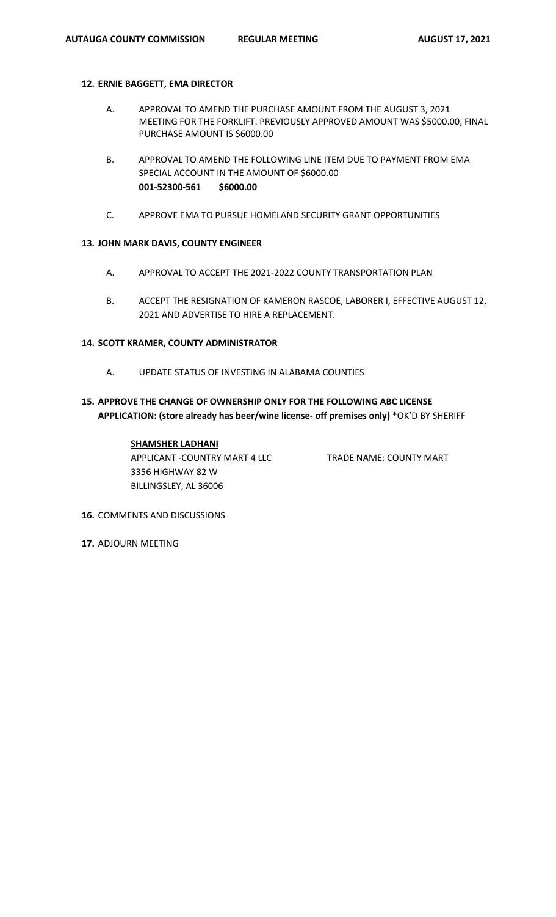**12. ERNIE BAGGETT, EMA DIRECTOR**

A. APPROVAL TO AMEND THE PURCHASE AMOUNT FROM THE AUGUST 3, 2021 MEETING FOR THE FORKLIFT. PREVIOUSLY APPROVED AMOUNT WAS $5000.00, FINAL PURCHASE AMOUNT IS $6000.00

B. APPROVAL TO AMEND THE FOLLOWING LINE ITEM DUE TO PAYMENT FROM EMA SPECIAL ACCOUNT IN THE AMOUNT OF $6000.00
**001-52300-561 $6000.00**

C. APPROVE EMA TO PURSUE HOMELAND SECURITY GRANT OPPORTUNITIES

**13. JOHN MARK DAVIS, COUNTY ENGINEER**

A. APPROVAL TO ACCEPT THE 2021-2022 COUNTY TRANSPORTATION PLAN

B. ACCEPT THE RESIGNATION OF KAMERON RASCOE, LABORER I, EFFECTIVE AUGUST 12, 2021 AND ADVERTISE TO HIRE A REPLACEMENT.

**14. SCOTT KRAMER, COUNTY ADMINISTRATOR**

A. UPDATE STATUS OF INVESTING IN ALABAMA COUNTIES

**15. APPROVE THE CHANGE OF OWNERSHIP ONLY FOR THE FOLLOWING ABC LICENSE APPLICATION: (store already has beer/wine license- off premises only) \***OK'D BY SHERIFF

**SHAMSHER LADHANI**
APPLICANT -COUNTRY MART 4 LLC TRADE NAME: COUNTY MART
3356 HIGHWAY 82 W
BILLINGSLEY, AL 36006

**16.** COMMENTS AND DISCUSSIONS

**17.** ADJOURN MEETING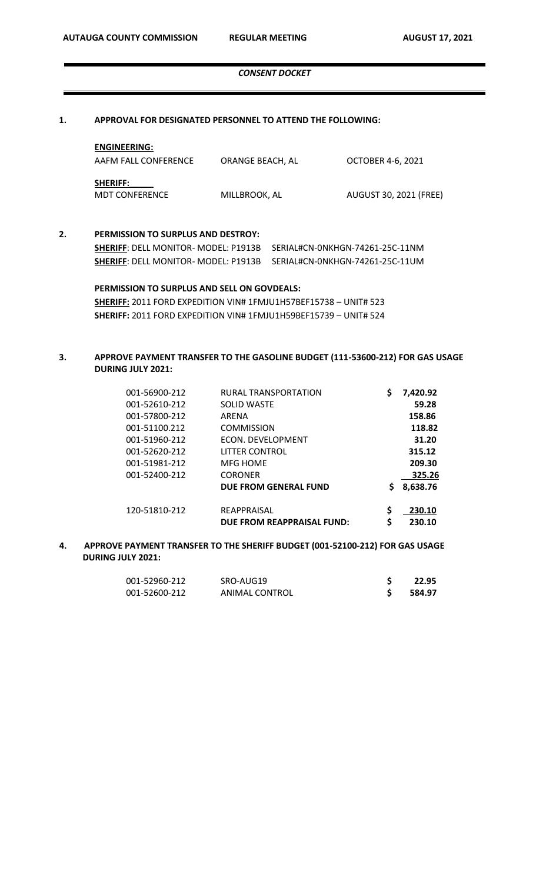## *CONSENT DOCKET*

**1. APPROVAL FOR DESIGNATED PERSONNEL TO ATTEND THE FOLLOWING:**

**ENGINEERING:**

| | | |
|---|---|---|
| AAFM FALL CONFERENCE | ORANGE BEACH, AL | OCTOBER 4-6, 2021 |

**SHERIFF:**

| | | |
|---|---|---|
| MDT CONFERENCE | MILLBROOK, AL | AUGUST 30, 2021 (FREE) |

**2. PERMISSION TO SURPLUS AND DESTROY:**

**SHERIFF**: DELL MONITOR- MODEL: P1913B SERIAL#CN-0NKHGN-74261-25C-11NM
**SHERIFF**: DELL MONITOR- MODEL: P1913B SERIAL#CN-0NKHGN-74261-25C-11UM

**PERMISSION TO SURPLUS AND SELL ON GOVDEALS:**

**SHERIFF:** 2011 FORD EXPEDITION VIN# 1FMJU1H57BEF15738 – UNIT# 523
**SHERIFF:** 2011 FORD EXPEDITION VIN# 1FMJU1H59BEF15739 – UNIT# 524

**3. APPROVE PAYMENT TRANSFER TO THE GASOLINE BUDGET (111-53600-212) FOR GAS USAGE DURING JULY 2021:**

| | | |
|---|---|---|
| 001-56900-212 | RURAL TRANSPORTATION | **$ 7,420.92** |
| 001-52610-212 | SOLID WASTE | **59.28** |
| 001-57800-212 | ARENA | **158.86** |
| 001-51100.212 | COMMISSION | **118.82** |
| 001-51960-212 | ECON. DEVELOPMENT | **31.20** |
| 001-52620-212 | LITTER CONTROL | **315.12** |
| 001-51981-212 | MFG HOME | **209.30** |
| 001-52400-212 | CORONER | **325.26** |
| | **DUE FROM GENERAL FUND** | **$ 8,638.76** |
| 120-51810-212 | REAPPRAISAL | **$ 230.10** |
| | **DUE FROM REAPPRAISAL FUND:** | **$ 230.10** |

**4. APPROVE PAYMENT TRANSFER TO THE SHERIFF BUDGET (001-52100-212) FOR GAS USAGE DURING JULY 2021:**

| | | |
|---|---|---|
| 001-52960-212 | SRO-AUG19 | **$ 22.95** |
| 001-52600-212 | ANIMAL CONTROL | **$ 584.97** |